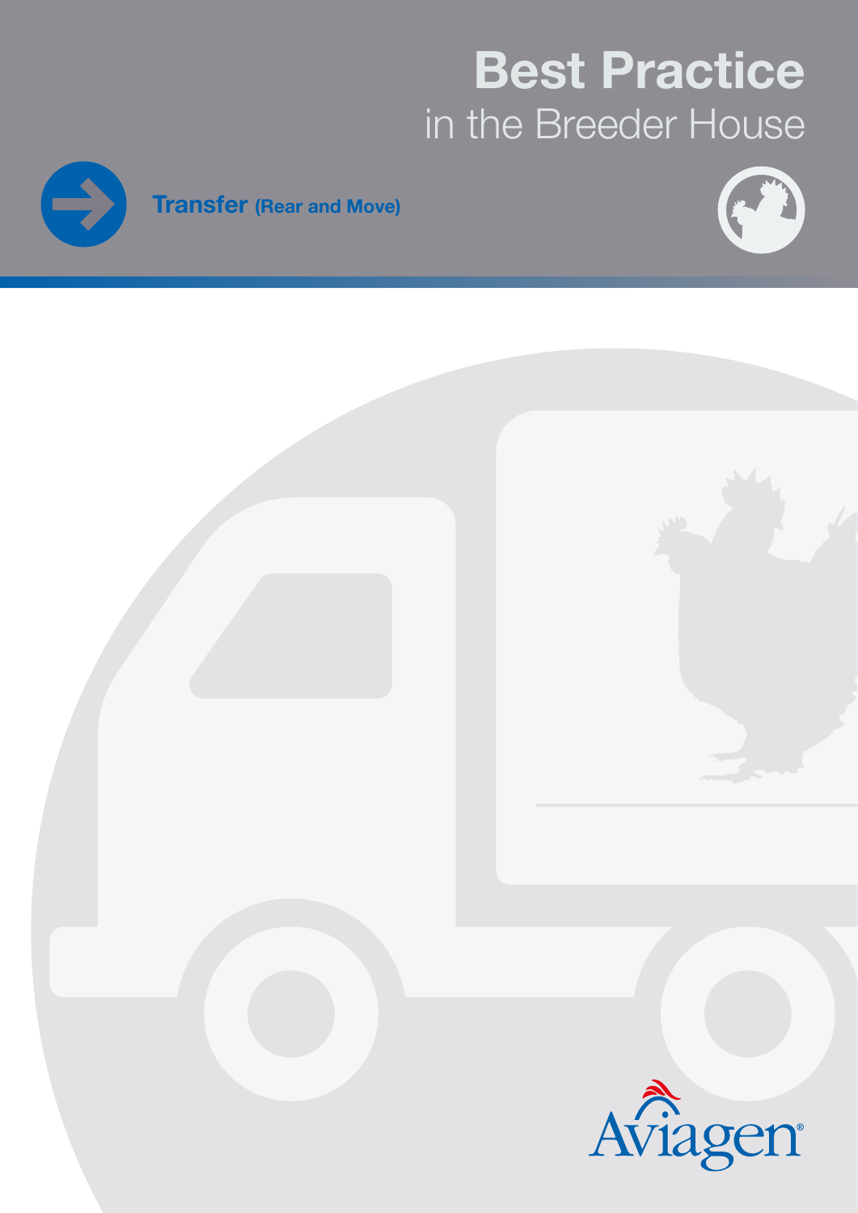# Best Practice
## in the Breeder House

**Transfer (Rear and Move)**

Aviagen®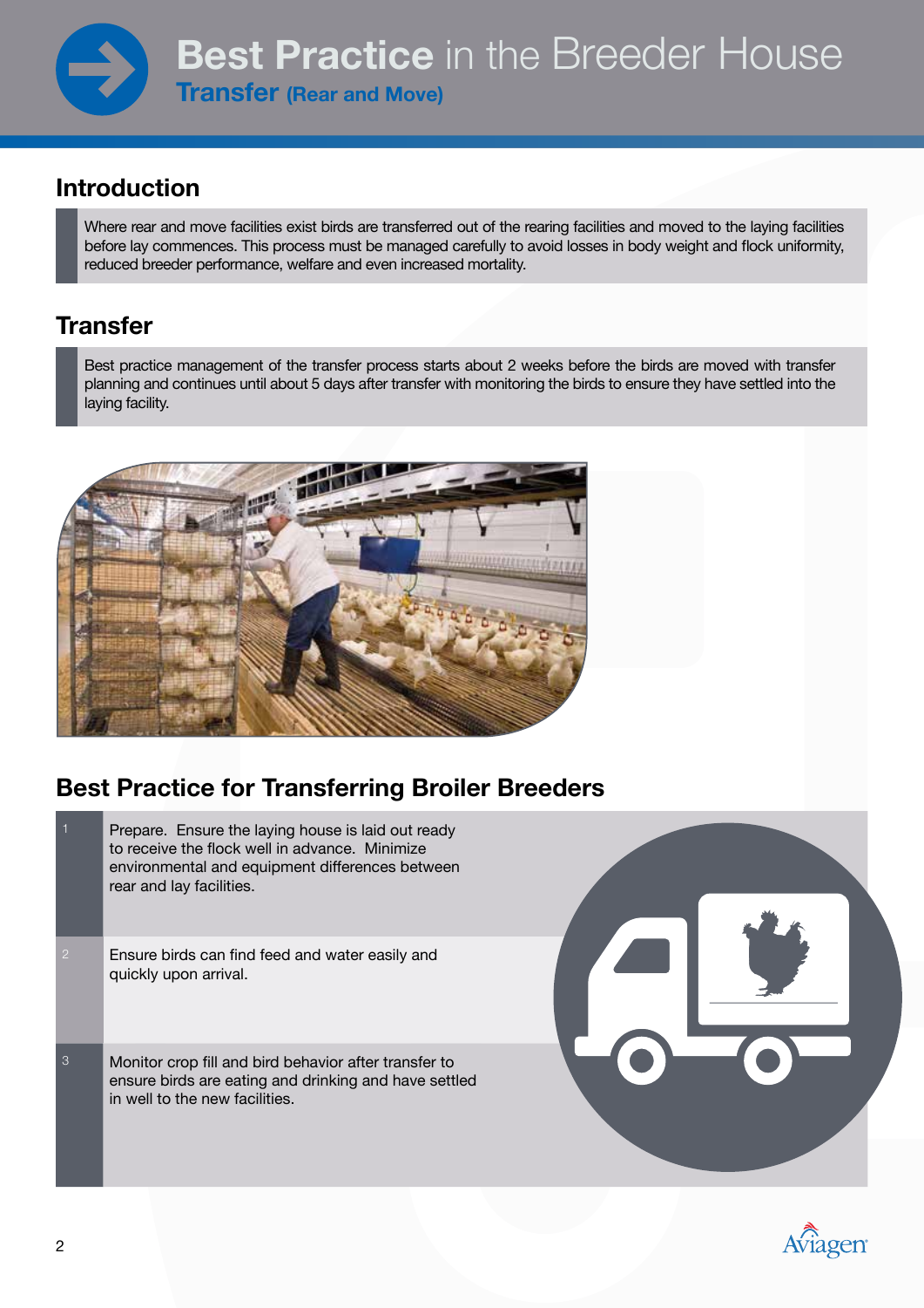# Best Practice in the Breeder House

## Transfer (Rear and Move)

## Introduction

Where rear and move facilities exist birds are transferred out of the rearing facilities and moved to the laying facilities before lay commences. This process must be managed carefully to avoid losses in body weight and flock uniformity, reduced breeder performance, welfare and even increased mortality.

## Transfer

Best practice management of the transfer process starts about 2 weeks before the birds are moved with transfer planning and continues until about 5 days after transfer with monitoring the birds to ensure they have settled into the laying facility.

## Best Practice for Transferring Broiler Breeders

1. Prepare. Ensure the laying house is laid out ready to receive the flock well in advance. Minimize environmental and equipment differences between rear and lay facilities.
2. Ensure birds can find feed and water easily and quickly upon arrival.
3. Monitor crop fill and bird behavior after transfer to ensure birds are eating and drinking and have settled in well to the new facilities.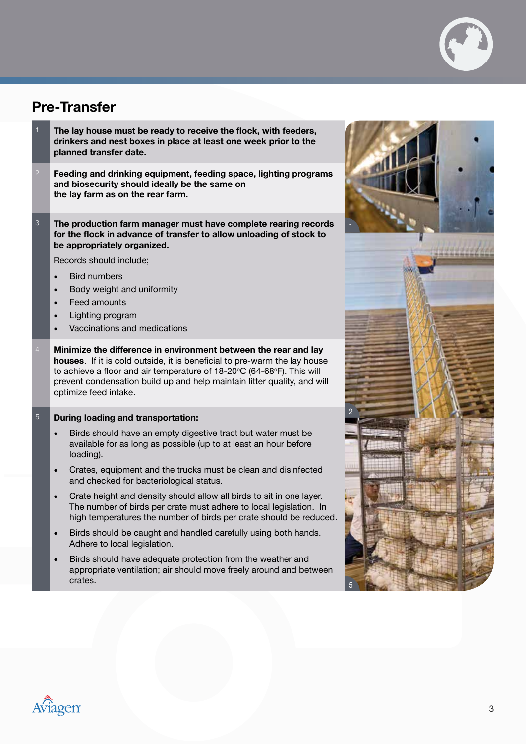## Pre-Transfer

1. **The lay house must be ready to receive the flock, with feeders, drinkers and nest boxes in place at least one week prior to the planned transfer date.**

2. **Feeding and drinking equipment, feeding space, lighting programs and biosecurity should ideally be the same on the lay farm as on the rear farm.**

3. **The production farm manager must have complete rearing records for the flock in advance of transfer to allow unloading of stock to be appropriately organized.**

   Records should include;

   - Bird numbers
   - Body weight and uniformity
   - Feed amounts
   - Lighting program
   - Vaccinations and medications

4. **Minimize the difference in environment between the rear and lay houses**. If it is cold outside, it is beneficial to pre-warm the lay house to achieve a floor and air temperature of 18-20°C (64-68°F). This will prevent condensation build up and help maintain litter quality, and will optimize feed intake.

5. **During loading and transportation:**

   - Birds should have an empty digestive tract but water must be available for as long as possible (up to at least an hour before loading).
   - Crates, equipment and the trucks must be clean and disinfected and checked for bacteriological status.
   - Crate height and density should allow all birds to sit in one layer. The number of birds per crate must adhere to local legislation. In high temperatures the number of birds per crate should be reduced.
   - Birds should be caught and handled carefully using both hands. Adhere to local legislation.
   - Birds should have adequate protection from the weather and appropriate ventilation; air should move freely around and between crates.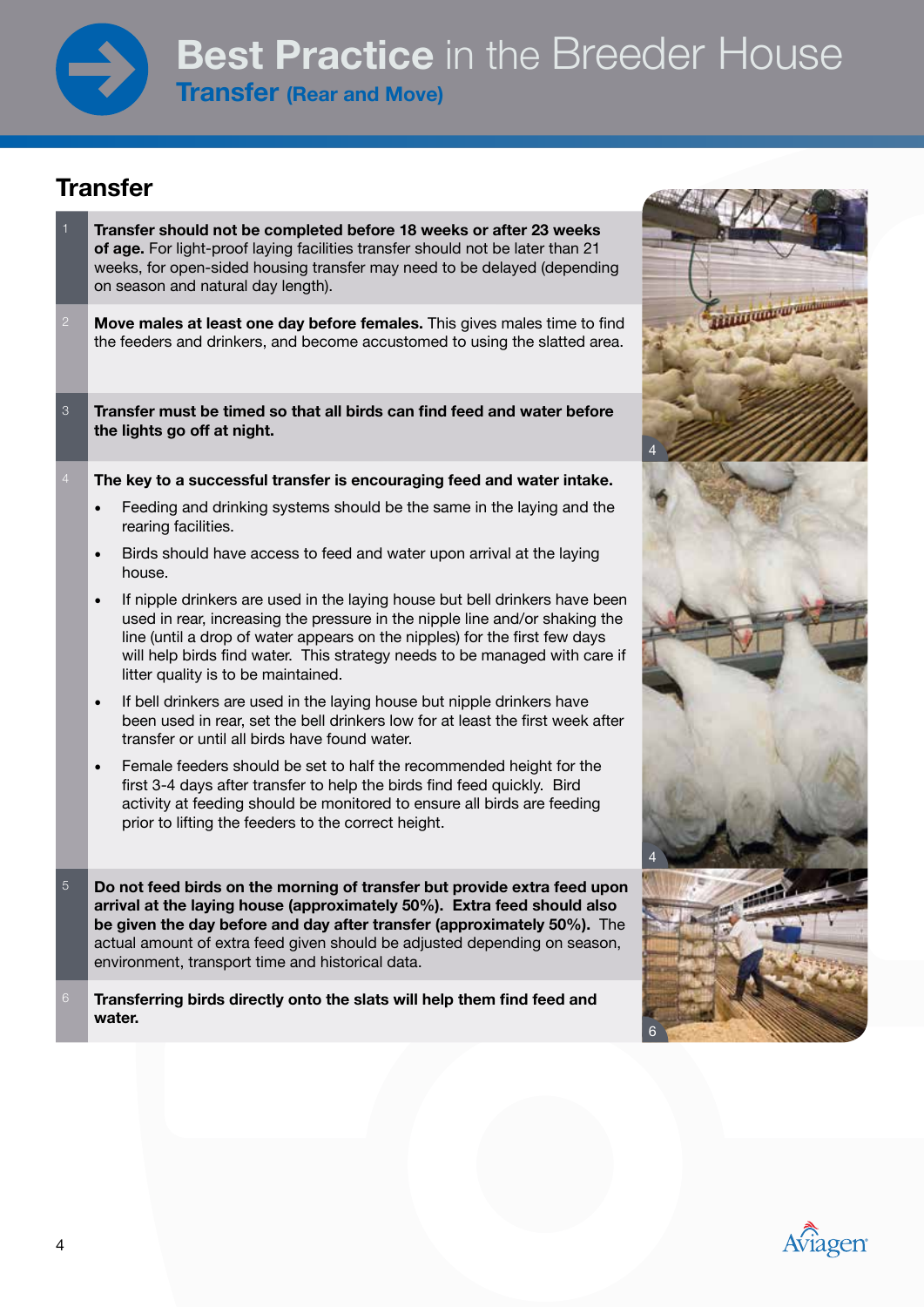# Best Practice in the Breeder House

## Transfer (Rear and Move)

## Transfer

1. **Transfer should not be completed before 18 weeks or after 23 weeks of age.** For light-proof laying facilities transfer should not be later than 21 weeks, for open-sided housing transfer may need to be delayed (depending on season and natural day length).

2. **Move males at least one day before females.** This gives males time to find the feeders and drinkers, and become accustomed to using the slatted area.

3. **Transfer must be timed so that all birds can find feed and water before the lights go off at night.**

4. **The key to a successful transfer is encouraging feed and water intake.**
   - Feeding and drinking systems should be the same in the laying and the rearing facilities.
   - Birds should have access to feed and water upon arrival at the laying house.
   - If nipple drinkers are used in the laying house but bell drinkers have been used in rear, increasing the pressure in the nipple line and/or shaking the line (until a drop of water appears on the nipples) for the first few days will help birds find water. This strategy needs to be managed with care if litter quality is to be maintained.
   - If bell drinkers are used in the laying house but nipple drinkers have been used in rear, set the bell drinkers low for at least the first week after transfer or until all birds have found water.
   - Female feeders should be set to half the recommended height for the first 3-4 days after transfer to help the birds find feed quickly. Bird activity at feeding should be monitored to ensure all birds are feeding prior to lifting the feeders to the correct height.

5. **Do not feed birds on the morning of transfer but provide extra feed upon arrival at the laying house (approximately 50%). Extra feed should also be given the day before and day after transfer (approximately 50%).** The actual amount of extra feed given should be adjusted depending on season, environment, transport time and historical data.

6. **Transferring birds directly onto the slats will help them find feed and water.**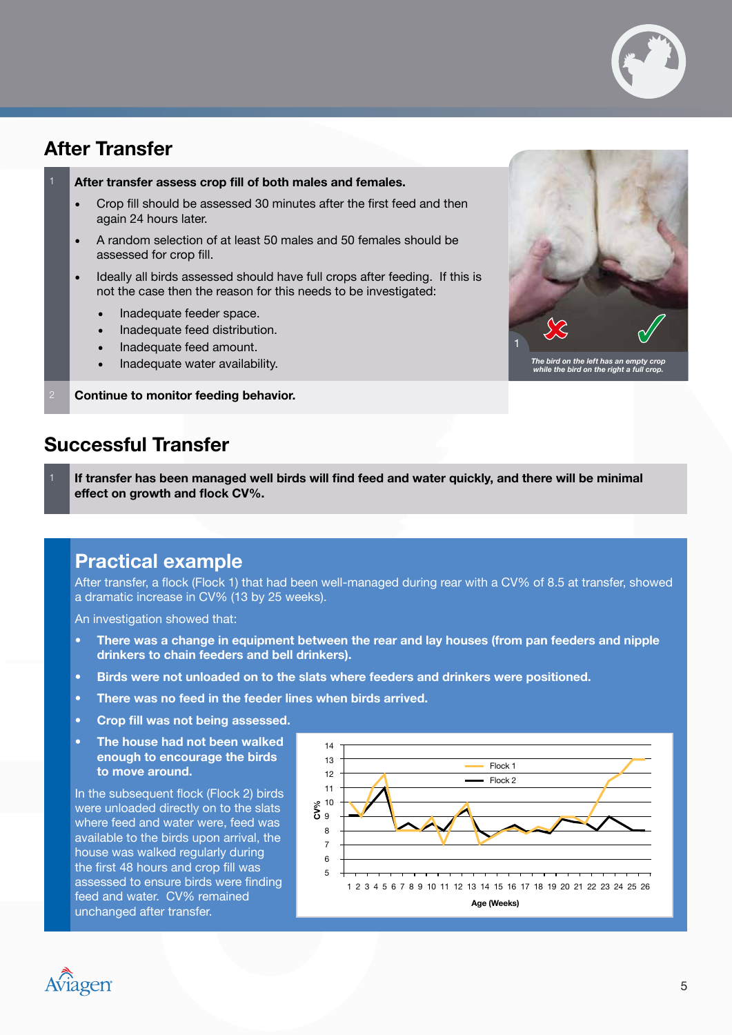## After Transfer

1. **After transfer assess crop fill of both males and females.**
   - Crop fill should be assessed 30 minutes after the first feed and then again 24 hours later.
   - A random selection of at least 50 males and 50 females should be assessed for crop fill.
   - Ideally all birds assessed should have full crops after feeding. If this is not the case then the reason for this needs to be investigated:
     - Inadequate feeder space.
     - Inadequate feed distribution.
     - Inadequate feed amount.
     - Inadequate water availability.

2. **Continue to monitor feeding behavior.**

*The bird on the left has an empty crop while the bird on the right a full crop.*

## Successful Transfer

1. **If transfer has been managed well birds will find feed and water quickly, and there will be minimal effect on growth and flock CV%.**

## Practical example

After transfer, a flock (Flock 1) that had been well-managed during rear with a CV% of 8.5 at transfer, showed a dramatic increase in CV% (13 by 25 weeks).

An investigation showed that:

- **There was a change in equipment between the rear and lay houses (from pan feeders and nipple drinkers to chain feeders and bell drinkers).**
- **Birds were not unloaded on to the slats where feeders and drinkers were positioned.**
- **There was no feed in the feeder lines when birds arrived.**
- **Crop fill was not being assessed.**
- **The house had not been walked enough to encourage the birds to move around.**

In the subsequent flock (Flock 2) birds were unloaded directly on to the slats where feed and water were, feed was available to the birds upon arrival, the house was walked regularly during the first 48 hours and crop fill was assessed to ensure birds were finding feed and water. CV% remained unchanged after transfer.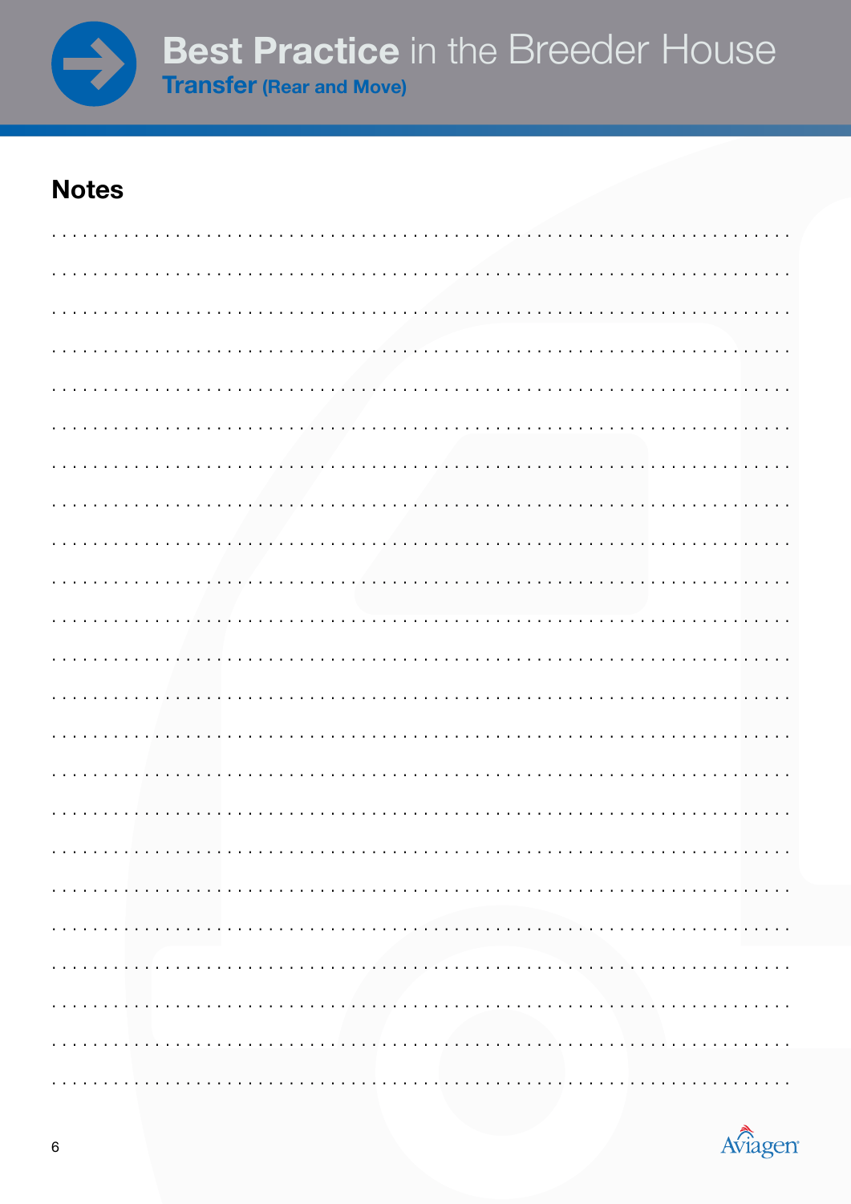## Notes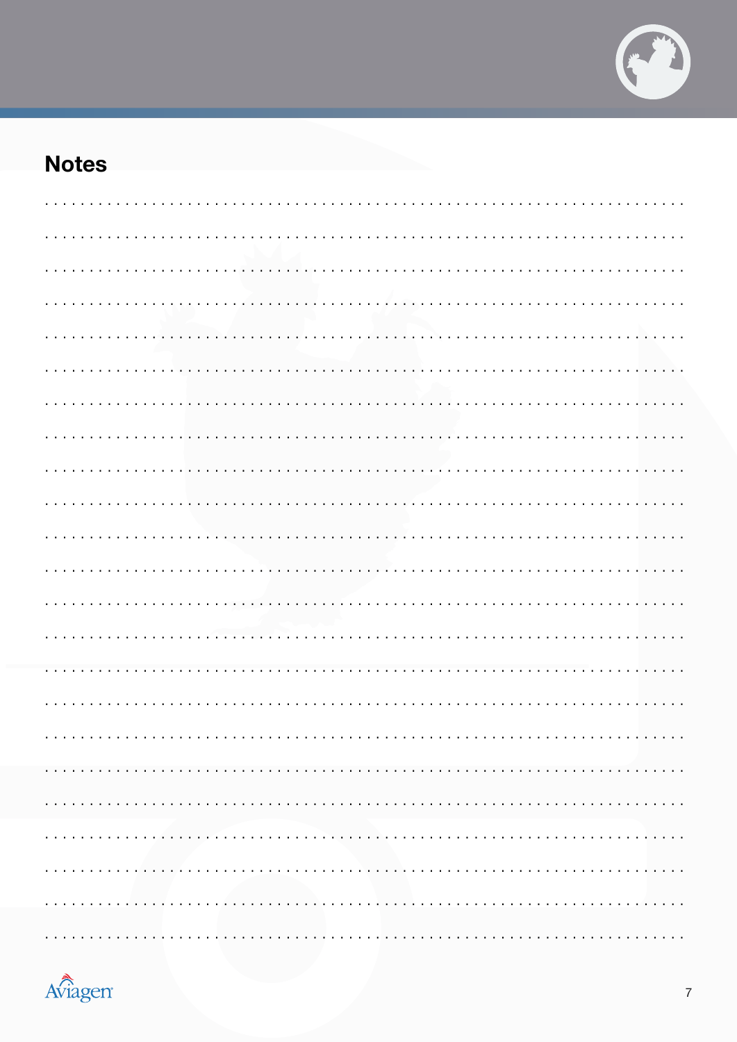## Notes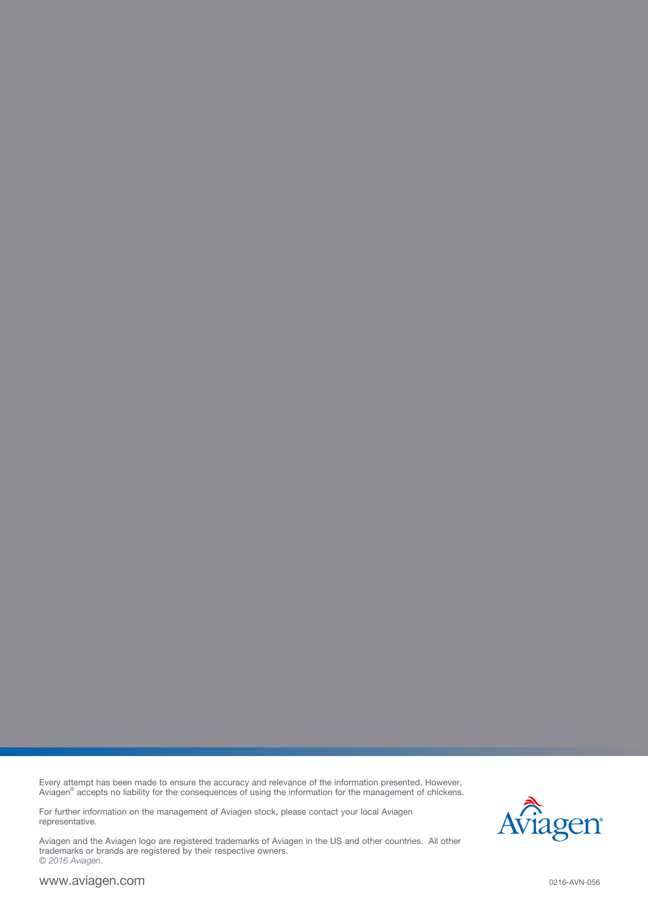Every attempt has been made to ensure the accuracy and relevance of the information presented. However, Aviagen® accepts no liability for the consequences of using the information for the management of chickens.

For further information on the management of Aviagen stock, please contact your local Aviagen representative.

Aviagen and the Aviagen logo are registered trademarks of Aviagen in the US and other countries. All other trademarks or brands are registered by their respective owners.
*© 2016 Aviagen.*

www.aviagen.com

0216-AVN-056